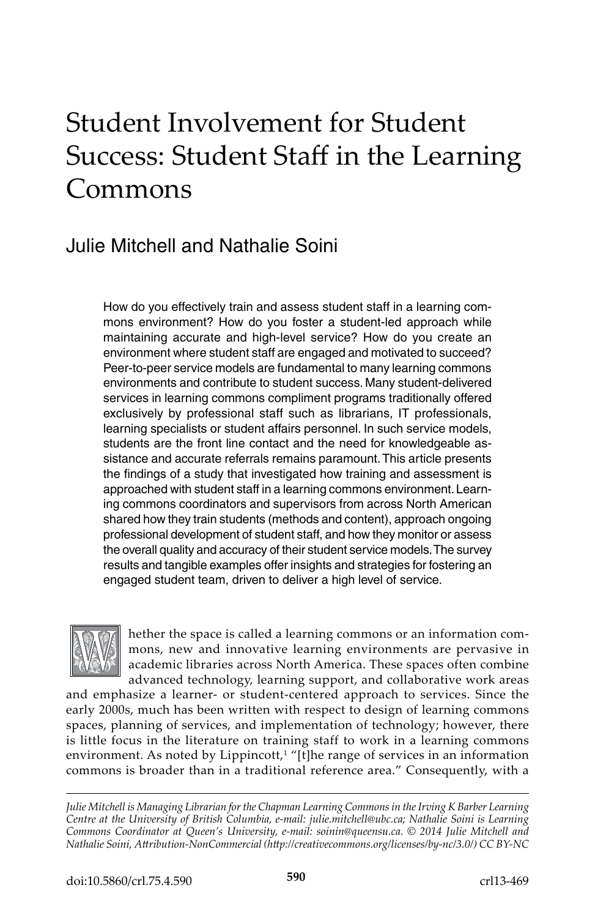# Student Involvement for Student Success: Student Staff in the Learning Commons

## Julie Mitchell and Nathalie Soini

How do you effectively train and assess student staff in a learning commons environment? How do you foster a student-led approach while maintaining accurate and high-level service? How do you create an environment where student staff are engaged and motivated to succeed? Peer-to-peer service models are fundamental to many learning commons environments and contribute to student success. Many student-delivered services in learning commons compliment programs traditionally offered exclusively by professional staff such as librarians, IT professionals, learning specialists or student affairs personnel. In such service models, students are the front line contact and the need for knowledgeable assistance and accurate referrals remains paramount. This article presents the findings of a study that investigated how training and assessment is approached with student staff in a learning commons environment. Learning commons coordinators and supervisors from across North American shared how they train students (methods and content), approach ongoing professional development of student staff, and how they monitor or assess the overall quality and accuracy of their student service models. The survey results and tangible examples offer insights and strategies for fostering an engaged student team, driven to deliver a high level of service.

Whether the space is called a learning commons or an information commons, new and innovative learning environments are pervasive in academic libraries across North America. These spaces often combine advanced technology, learning support, and collaborative work areas and emphasize a learner- or student-centered approach to services. Since the early 2000s, much has been written with respect to design of learning commons spaces, planning of services, and implementation of technology; however, there is little focus in the literature on training staff to work in a learning commons environment. As noted by Lippincott,[1] "[t]he range of services in an information commons is broader than in a traditional reference area." Consequently, with a

*Julie Mitchell is Managing Librarian for the Chapman Learning Commons in the Irving K Barber Learning Centre at the University of British Columbia, e-mail: julie.mitchell@ubc.ca; Nathalie Soini is Learning Commons Coordinator at Queen's University, e-mail: soinin@queensu.ca. © 2014 Julie Mitchell and Nathalie Soini, Attribution-NonCommercial (http://creativecommons.org/licenses/by-nc/3.0/) CC BY-NC*

doi:10.5860/crl.75.4.590

crl13-469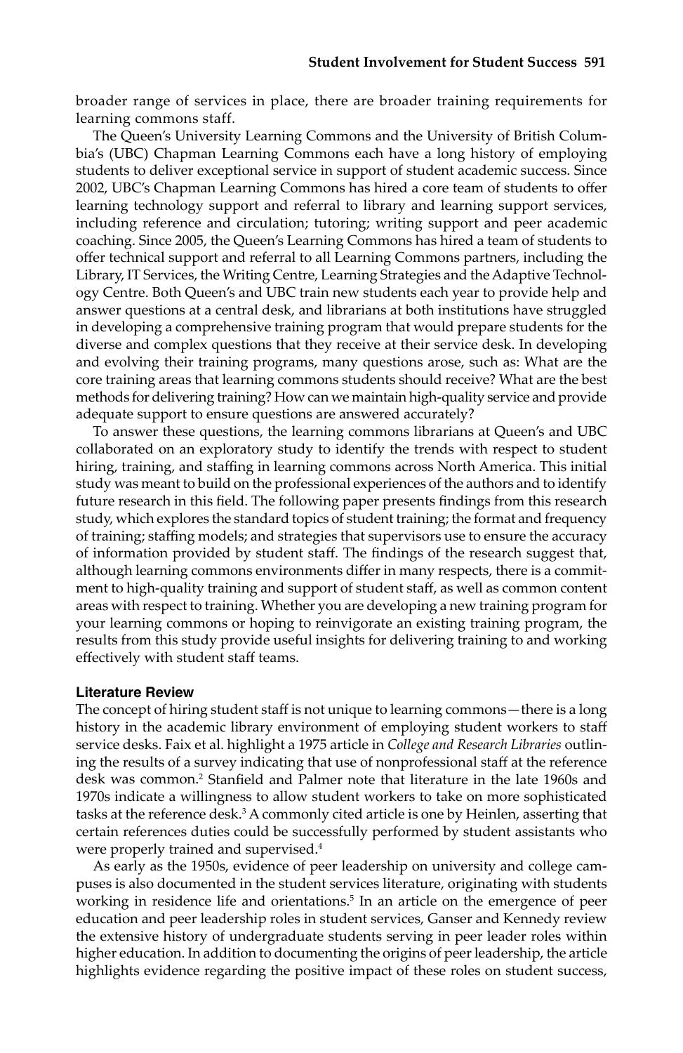broader range of services in place, there are broader training requirements for learning commons staff.

The Queen's University Learning Commons and the University of British Columbia's (UBC) Chapman Learning Commons each have a long history of employing students to deliver exceptional service in support of student academic success. Since 2002, UBC's Chapman Learning Commons has hired a core team of students to offer learning technology support and referral to library and learning support services, including reference and circulation; tutoring; writing support and peer academic coaching. Since 2005, the Queen's Learning Commons has hired a team of students to offer technical support and referral to all Learning Commons partners, including the Library, IT Services, the Writing Centre, Learning Strategies and the Adaptive Technology Centre. Both Queen's and UBC train new students each year to provide help and answer questions at a central desk, and librarians at both institutions have struggled in developing a comprehensive training program that would prepare students for the diverse and complex questions that they receive at their service desk. In developing and evolving their training programs, many questions arose, such as: What are the core training areas that learning commons students should receive? What are the best methods for delivering training? How can we maintain high-quality service and provide adequate support to ensure questions are answered accurately?

To answer these questions, the learning commons librarians at Queen's and UBC collaborated on an exploratory study to identify the trends with respect to student hiring, training, and staffing in learning commons across North America. This initial study was meant to build on the professional experiences of the authors and to identify future research in this field. The following paper presents findings from this research study, which explores the standard topics of student training; the format and frequency of training; staffing models; and strategies that supervisors use to ensure the accuracy of information provided by student staff. The findings of the research suggest that, although learning commons environments differ in many respects, there is a commitment to high-quality training and support of student staff, as well as common content areas with respect to training. Whether you are developing a new training program for your learning commons or hoping to reinvigorate an existing training program, the results from this study provide useful insights for delivering training to and working effectively with student staff teams.

## Literature Review

The concept of hiring student staff is not unique to learning commons—there is a long history in the academic library environment of employing student workers to staff service desks. Faix et al. highlight a 1975 article in *College and Research Libraries* outlining the results of a survey indicating that use of nonprofessional staff at the reference desk was common.[2] Stanfield and Palmer note that literature in the late 1960s and 1970s indicate a willingness to allow student workers to take on more sophisticated tasks at the reference desk.[3] A commonly cited article is one by Heinlen, asserting that certain references duties could be successfully performed by student assistants who were properly trained and supervised.[4]

As early as the 1950s, evidence of peer leadership on university and college campuses is also documented in the student services literature, originating with students working in residence life and orientations.[5] In an article on the emergence of peer education and peer leadership roles in student services, Ganser and Kennedy review the extensive history of undergraduate students serving in peer leader roles within higher education. In addition to documenting the origins of peer leadership, the article highlights evidence regarding the positive impact of these roles on student success,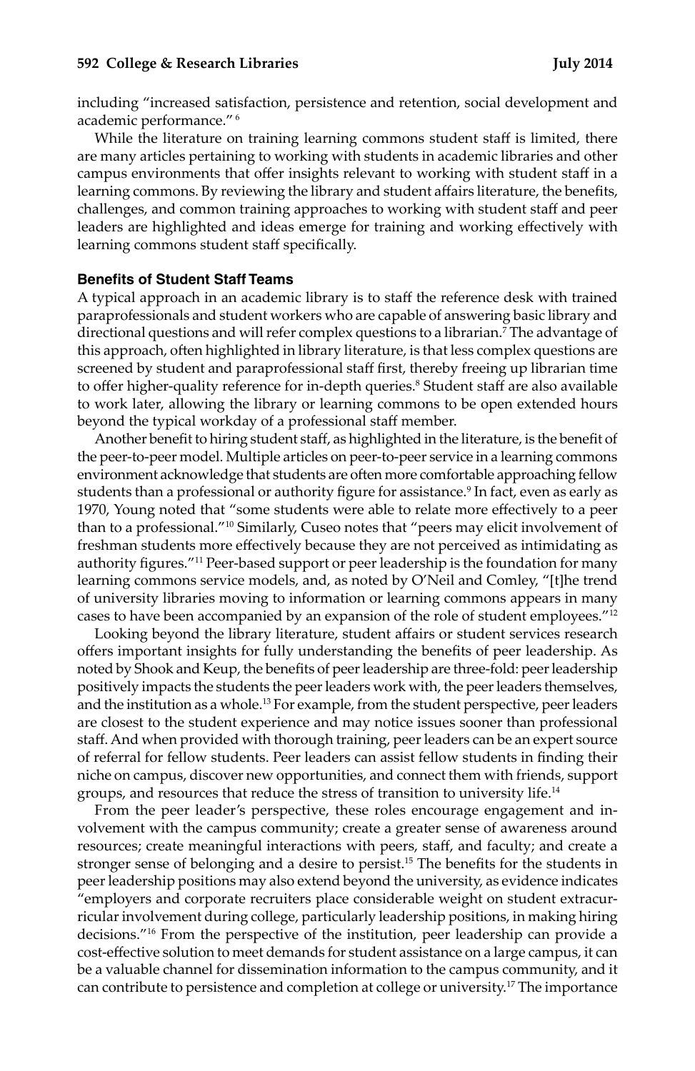including “increased satisfaction, persistence and retention, social development and academic performance.”[6]

While the literature on training learning commons student staff is limited, there are many articles pertaining to working with students in academic libraries and other campus environments that offer insights relevant to working with student staff in a learning commons. By reviewing the library and student affairs literature, the benefits, challenges, and common training approaches to working with student staff and peer leaders are highlighted and ideas emerge for training and working effectively with learning commons student staff specifically.

#### Benefits of Student Staff Teams

A typical approach in an academic library is to staff the reference desk with trained paraprofessionals and student workers who are capable of answering basic library and directional questions and will refer complex questions to a librarian.[7] The advantage of this approach, often highlighted in library literature, is that less complex questions are screened by student and paraprofessional staff first, thereby freeing up librarian time to offer higher-quality reference for in-depth queries.[8] Student staff are also available to work later, allowing the library or learning commons to be open extended hours beyond the typical workday of a professional staff member.

Another benefit to hiring student staff, as highlighted in the literature, is the benefit of the peer-to-peer model. Multiple articles on peer-to-peer service in a learning commons environment acknowledge that students are often more comfortable approaching fellow students than a professional or authority figure for assistance.[9] In fact, even as early as 1970, Young noted that “some students were able to relate more effectively to a peer than to a professional.”[10] Similarly, Cuseo notes that “peers may elicit involvement of freshman students more effectively because they are not perceived as intimidating as authority figures.”[11] Peer-based support or peer leadership is the foundation for many learning commons service models, and, as noted by O’Neil and Comley, “[t]he trend of university libraries moving to information or learning commons appears in many cases to have been accompanied by an expansion of the role of student employees.”[12]

Looking beyond the library literature, student affairs or student services research offers important insights for fully understanding the benefits of peer leadership. As noted by Shook and Keup, the benefits of peer leadership are three-fold: peer leadership positively impacts the students the peer leaders work with, the peer leaders themselves, and the institution as a whole.[13] For example, from the student perspective, peer leaders are closest to the student experience and may notice issues sooner than professional staff. And when provided with thorough training, peer leaders can be an expert source of referral for fellow students. Peer leaders can assist fellow students in finding their niche on campus, discover new opportunities, and connect them with friends, support groups, and resources that reduce the stress of transition to university life.[14]

From the peer leader’s perspective, these roles encourage engagement and involvement with the campus community; create a greater sense of awareness around resources; create meaningful interactions with peers, staff, and faculty; and create a stronger sense of belonging and a desire to persist.[15] The benefits for the students in peer leadership positions may also extend beyond the university, as evidence indicates “employers and corporate recruiters place considerable weight on student extracurricular involvement during college, particularly leadership positions, in making hiring decisions.”[16] From the perspective of the institution, peer leadership can provide a cost-effective solution to meet demands for student assistance on a large campus, it can be a valuable channel for dissemination information to the campus community, and it can contribute to persistence and completion at college or university.[17] The importance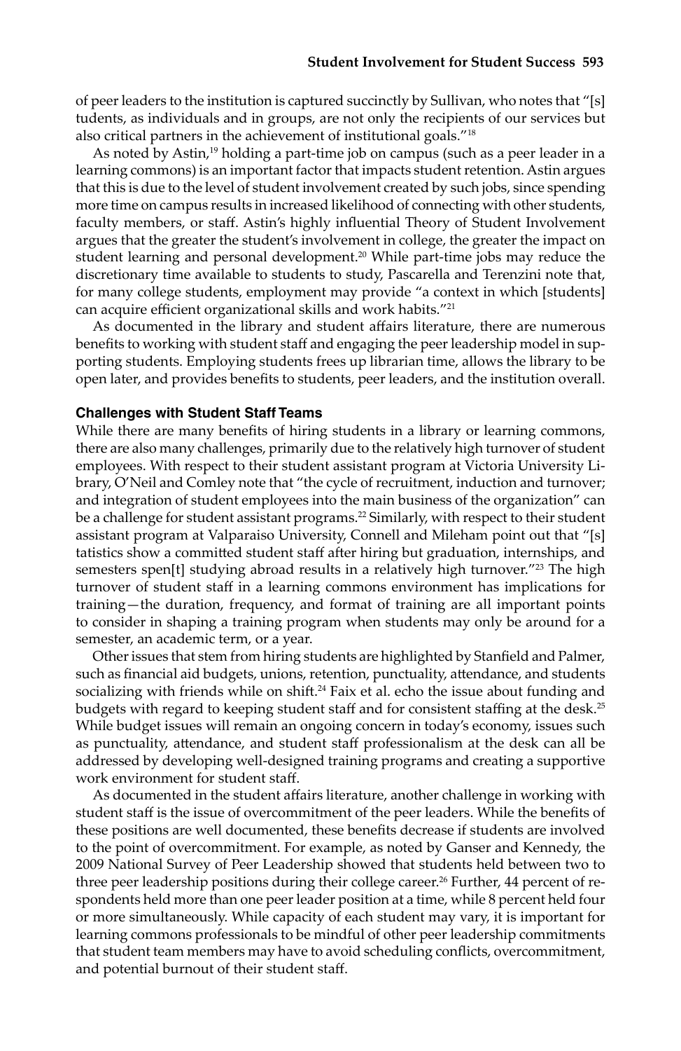of peer leaders to the institution is captured succinctly by Sullivan, who notes that "[s] tudents, as individuals and in groups, are not only the recipients of our services but also critical partners in the achievement of institutional goals."[18]

As noted by Astin,[19] holding a part-time job on campus (such as a peer leader in a learning commons) is an important factor that impacts student retention. Astin argues that this is due to the level of student involvement created by such jobs, since spending more time on campus results in increased likelihood of connecting with other students, faculty members, or staff. Astin's highly influential Theory of Student Involvement argues that the greater the student's involvement in college, the greater the impact on student learning and personal development.[20] While part-time jobs may reduce the discretionary time available to students to study, Pascarella and Terenzini note that, for many college students, employment may provide "a context in which [students] can acquire efficient organizational skills and work habits."[21]

As documented in the library and student affairs literature, there are numerous benefits to working with student staff and engaging the peer leadership model in supporting students. Employing students frees up librarian time, allows the library to be open later, and provides benefits to students, peer leaders, and the institution overall.

### Challenges with Student Staff Teams

While there are many benefits of hiring students in a library or learning commons, there are also many challenges, primarily due to the relatively high turnover of student employees. With respect to their student assistant program at Victoria University Library, O'Neil and Comley note that "the cycle of recruitment, induction and turnover; and integration of student employees into the main business of the organization" can be a challenge for student assistant programs.[22] Similarly, with respect to their student assistant program at Valparaiso University, Connell and Mileham point out that "[s] tatistics show a committed student staff after hiring but graduation, internships, and semesters spen[t] studying abroad results in a relatively high turnover."[23] The high turnover of student staff in a learning commons environment has implications for training—the duration, frequency, and format of training are all important points to consider in shaping a training program when students may only be around for a semester, an academic term, or a year.

Other issues that stem from hiring students are highlighted by Stanfield and Palmer, such as financial aid budgets, unions, retention, punctuality, attendance, and students socializing with friends while on shift.[24] Faix et al. echo the issue about funding and budgets with regard to keeping student staff and for consistent staffing at the desk.[25] While budget issues will remain an ongoing concern in today's economy, issues such as punctuality, attendance, and student staff professionalism at the desk can all be addressed by developing well-designed training programs and creating a supportive work environment for student staff.

As documented in the student affairs literature, another challenge in working with student staff is the issue of overcommitment of the peer leaders. While the benefits of these positions are well documented, these benefits decrease if students are involved to the point of overcommitment. For example, as noted by Ganser and Kennedy, the 2009 National Survey of Peer Leadership showed that students held between two to three peer leadership positions during their college career.[26] Further, 44 percent of respondents held more than one peer leader position at a time, while 8 percent held four or more simultaneously. While capacity of each student may vary, it is important for learning commons professionals to be mindful of other peer leadership commitments that student team members may have to avoid scheduling conflicts, overcommitment, and potential burnout of their student staff.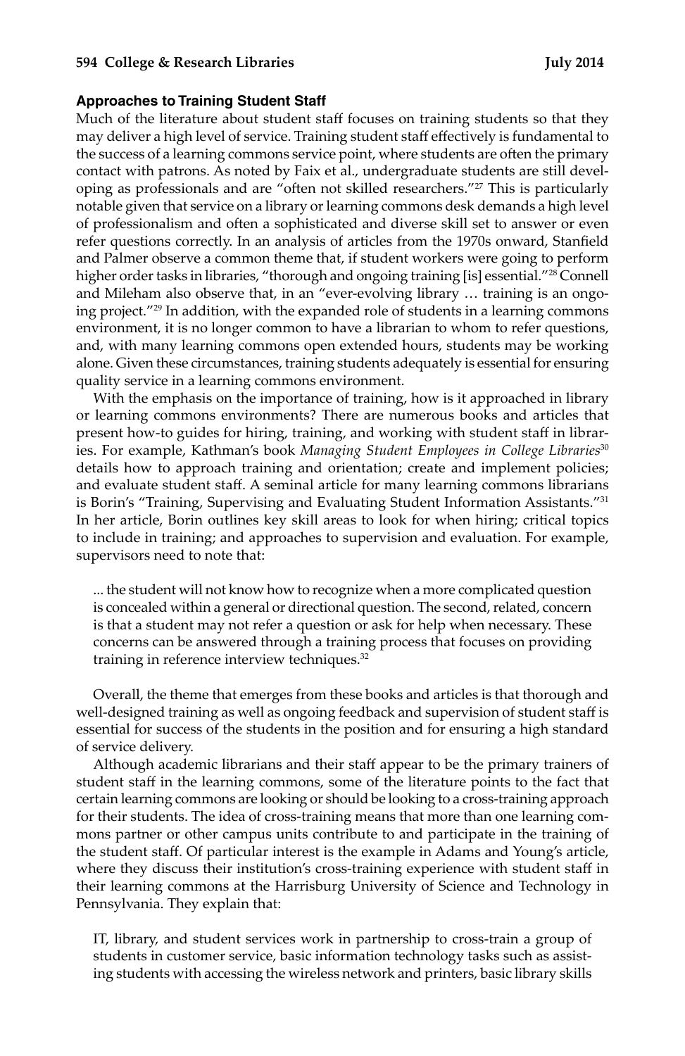### Approaches to Training Student Staff

Much of the literature about student staff focuses on training students so that they may deliver a high level of service. Training student staff effectively is fundamental to the success of a learning commons service point, where students are often the primary contact with patrons. As noted by Faix et al., undergraduate students are still developing as professionals and are "often not skilled researchers."[27] This is particularly notable given that service on a library or learning commons desk demands a high level of professionalism and often a sophisticated and diverse skill set to answer or even refer questions correctly. In an analysis of articles from the 1970s onward, Stanfield and Palmer observe a common theme that, if student workers were going to perform higher order tasks in libraries, "thorough and ongoing training [is] essential."[28] Connell and Mileham also observe that, in an "ever-evolving library … training is an ongoing project."[29] In addition, with the expanded role of students in a learning commons environment, it is no longer common to have a librarian to whom to refer questions, and, with many learning commons open extended hours, students may be working alone. Given these circumstances, training students adequately is essential for ensuring quality service in a learning commons environment.

With the emphasis on the importance of training, how is it approached in library or learning commons environments? There are numerous books and articles that present how-to guides for hiring, training, and working with student staff in libraries. For example, Kathman's book *Managing Student Employees in College Libraries*[30] details how to approach training and orientation; create and implement policies; and evaluate student staff. A seminal article for many learning commons librarians is Borin's "Training, Supervising and Evaluating Student Information Assistants."[31] In her article, Borin outlines key skill areas to look for when hiring; critical topics to include in training; and approaches to supervision and evaluation. For example, supervisors need to note that:

> ... the student will not know how to recognize when a more complicated question is concealed within a general or directional question. The second, related, concern is that a student may not refer a question or ask for help when necessary. These concerns can be answered through a training process that focuses on providing training in reference interview techniques.[32]

Overall, the theme that emerges from these books and articles is that thorough and well-designed training as well as ongoing feedback and supervision of student staff is essential for success of the students in the position and for ensuring a high standard of service delivery.

Although academic librarians and their staff appear to be the primary trainers of student staff in the learning commons, some of the literature points to the fact that certain learning commons are looking or should be looking to a cross-training approach for their students. The idea of cross-training means that more than one learning commons partner or other campus units contribute to and participate in the training of the student staff. Of particular interest is the example in Adams and Young's article, where they discuss their institution's cross-training experience with student staff in their learning commons at the Harrisburg University of Science and Technology in Pennsylvania. They explain that:

> IT, library, and student services work in partnership to cross-train a group of students in customer service, basic information technology tasks such as assisting students with accessing the wireless network and printers, basic library skills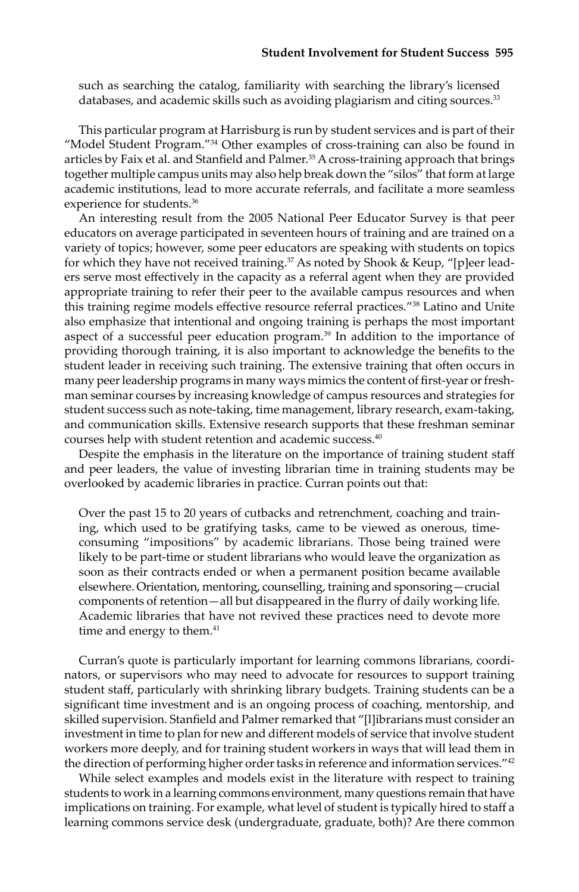such as searching the catalog, familiarity with searching the library's licensed databases, and academic skills such as avoiding plagiarism and citing sources.[33]

This particular program at Harrisburg is run by student services and is part of their "Model Student Program."[34] Other examples of cross-training can also be found in articles by Faix et al. and Stanfield and Palmer.[35] A cross-training approach that brings together multiple campus units may also help break down the "silos" that form at large academic institutions, lead to more accurate referrals, and facilitate a more seamless experience for students.[36]

An interesting result from the 2005 National Peer Educator Survey is that peer educators on average participated in seventeen hours of training and are trained on a variety of topics; however, some peer educators are speaking with students on topics for which they have not received training.[37] As noted by Shook & Keup, "[p]eer leaders serve most effectively in the capacity as a referral agent when they are provided appropriate training to refer their peer to the available campus resources and when this training regime models effective resource referral practices."[38] Latino and Unite also emphasize that intentional and ongoing training is perhaps the most important aspect of a successful peer education program.[39] In addition to the importance of providing thorough training, it is also important to acknowledge the benefits to the student leader in receiving such training. The extensive training that often occurs in many peer leadership programs in many ways mimics the content of first-year or freshman seminar courses by increasing knowledge of campus resources and strategies for student success such as note-taking, time management, library research, exam-taking, and communication skills. Extensive research supports that these freshman seminar courses help with student retention and academic success.[40]

Despite the emphasis in the literature on the importance of training student staff and peer leaders, the value of investing librarian time in training students may be overlooked by academic libraries in practice. Curran points out that:

> Over the past 15 to 20 years of cutbacks and retrenchment, coaching and training, which used to be gratifying tasks, came to be viewed as onerous, time-consuming "impositions" by academic librarians. Those being trained were likely to be part-time or student librarians who would leave the organization as soon as their contracts ended or when a permanent position became available elsewhere. Orientation, mentoring, counselling, training and sponsoring—crucial components of retention—all but disappeared in the flurry of daily working life. Academic libraries that have not revived these practices need to devote more time and energy to them.[41]

Curran's quote is particularly important for learning commons librarians, coordinators, or supervisors who may need to advocate for resources to support training student staff, particularly with shrinking library budgets. Training students can be a significant time investment and is an ongoing process of coaching, mentorship, and skilled supervision. Stanfield and Palmer remarked that "[l]ibrarians must consider an investment in time to plan for new and different models of service that involve student workers more deeply, and for training student workers in ways that will lead them in the direction of performing higher order tasks in reference and information services."[42]

While select examples and models exist in the literature with respect to training students to work in a learning commons environment, many questions remain that have implications on training. For example, what level of student is typically hired to staff a learning commons service desk (undergraduate, graduate, both)? Are there common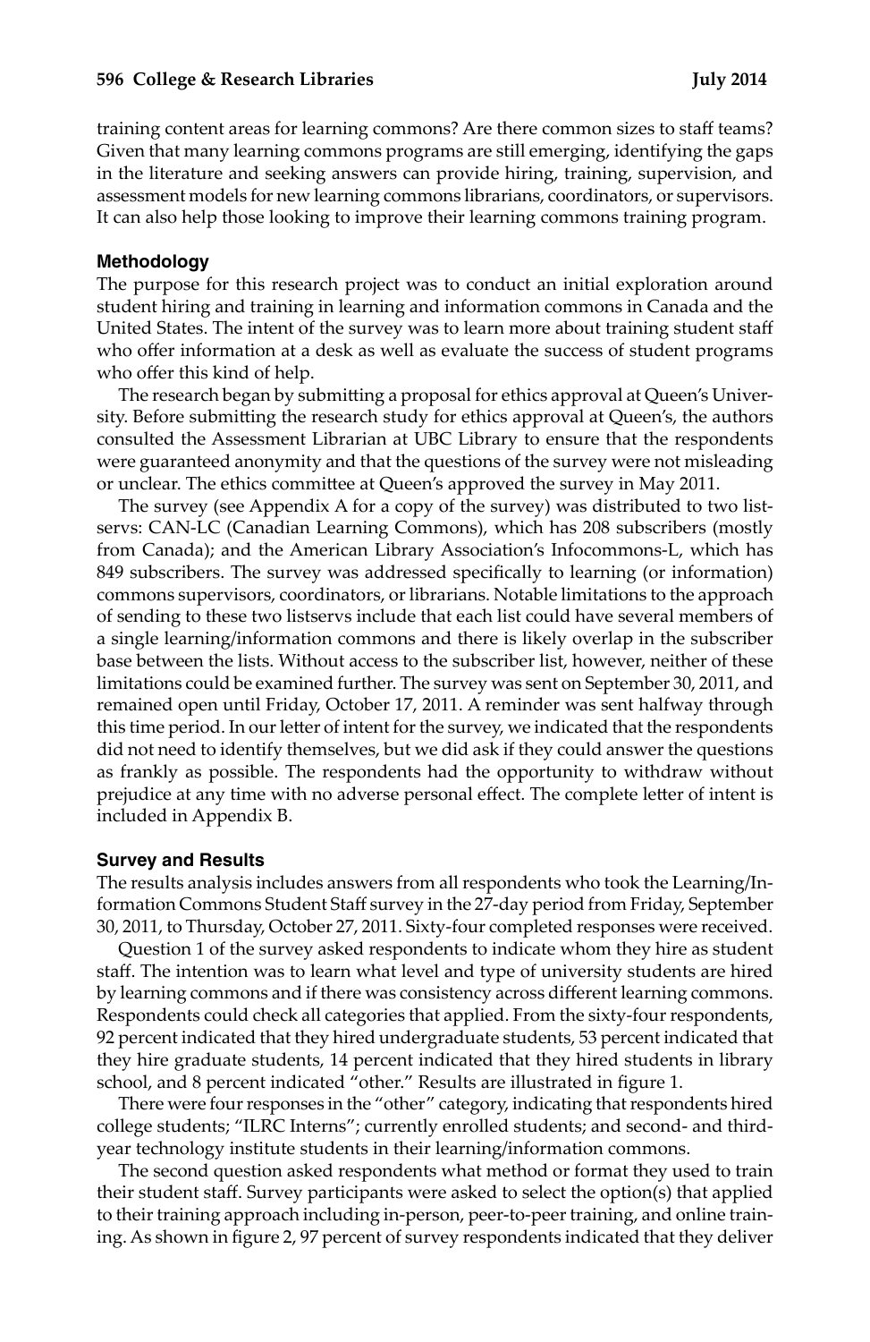training content areas for learning commons? Are there common sizes to staff teams? Given that many learning commons programs are still emerging, identifying the gaps in the literature and seeking answers can provide hiring, training, supervision, and assessment models for new learning commons librarians, coordinators, or supervisors. It can also help those looking to improve their learning commons training program.

## Methodology

The purpose for this research project was to conduct an initial exploration around student hiring and training in learning and information commons in Canada and the United States. The intent of the survey was to learn more about training student staff who offer information at a desk as well as evaluate the success of student programs who offer this kind of help.

The research began by submitting a proposal for ethics approval at Queen's University. Before submitting the research study for ethics approval at Queen's, the authors consulted the Assessment Librarian at UBC Library to ensure that the respondents were guaranteed anonymity and that the questions of the survey were not misleading or unclear. The ethics committee at Queen's approved the survey in May 2011.

The survey (see Appendix A for a copy of the survey) was distributed to two listservs: CAN-LC (Canadian Learning Commons), which has 208 subscribers (mostly from Canada); and the American Library Association's Infocommons-L, which has 849 subscribers. The survey was addressed specifically to learning (or information) commons supervisors, coordinators, or librarians. Notable limitations to the approach of sending to these two listservs include that each list could have several members of a single learning/information commons and there is likely overlap in the subscriber base between the lists. Without access to the subscriber list, however, neither of these limitations could be examined further. The survey was sent on September 30, 2011, and remained open until Friday, October 17, 2011. A reminder was sent halfway through this time period. In our letter of intent for the survey, we indicated that the respondents did not need to identify themselves, but we did ask if they could answer the questions as frankly as possible. The respondents had the opportunity to withdraw without prejudice at any time with no adverse personal effect. The complete letter of intent is included in Appendix B.

## Survey and Results

The results analysis includes answers from all respondents who took the Learning/Information Commons Student Staff survey in the 27-day period from Friday, September 30, 2011, to Thursday, October 27, 2011. Sixty-four completed responses were received.

Question 1 of the survey asked respondents to indicate whom they hire as student staff. The intention was to learn what level and type of university students are hired by learning commons and if there was consistency across different learning commons. Respondents could check all categories that applied. From the sixty-four respondents, 92 percent indicated that they hired undergraduate students, 53 percent indicated that they hire graduate students, 14 percent indicated that they hired students in library school, and 8 percent indicated "other." Results are illustrated in figure 1.

There were four responses in the "other" category, indicating that respondents hired college students; "ILRC Interns"; currently enrolled students; and second- and third-year technology institute students in their learning/information commons.

The second question asked respondents what method or format they used to train their student staff. Survey participants were asked to select the option(s) that applied to their training approach including in-person, peer-to-peer training, and online training. As shown in figure 2, 97 percent of survey respondents indicated that they deliver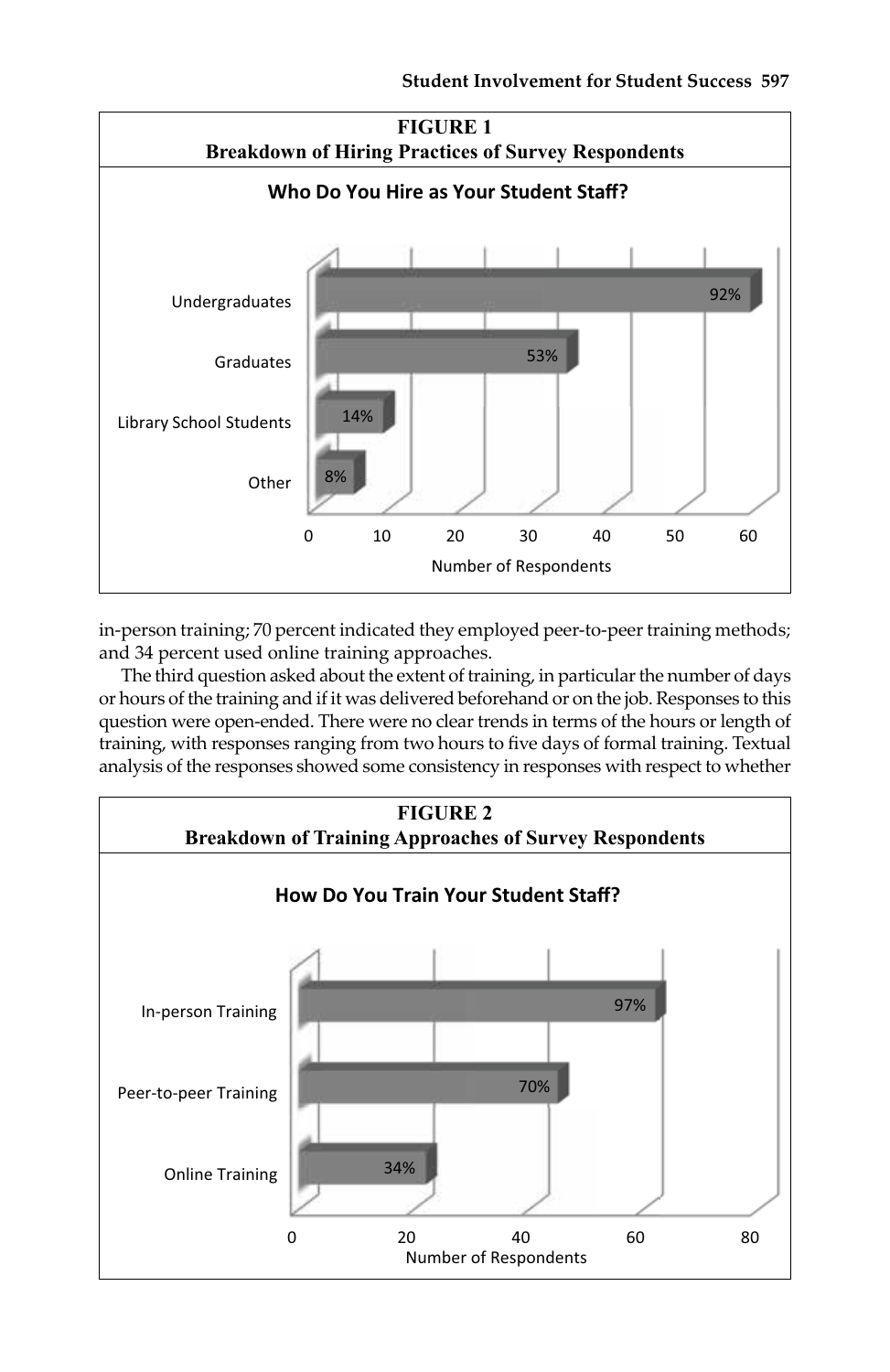**FIGURE 1**
**Breakdown of Hiring Practices of Survey Respondents**

| Who Do You Hire as Your Student Staff? | |
|---|---|
| Undergraduates | 92% |
| Graduates | 53% |
| Library School Students | 14% |
| Other | 8% |

Number of Respondents (axis: 0, 10, 20, 30, 40, 50, 60)

in-person training; 70 percent indicated they employed peer-to-peer training methods; and 34 percent used online training approaches.

The third question asked about the extent of training, in particular the number of days or hours of the training and if it was delivered beforehand or on the job. Responses to this question were open-ended. There were no clear trends in terms of the hours or length of training, with responses ranging from two hours to five days of formal training. Textual analysis of the responses showed some consistency in responses with respect to whether

**FIGURE 2**
**Breakdown of Training Approaches of Survey Respondents**

| How Do You Train Your Student Staff? | |
|---|---|
| In-person Training | 97% |
| Peer-to-peer Training | 70% |
| Online Training | 34% |

Number of Respondents (axis: 0, 20, 40, 60, 80)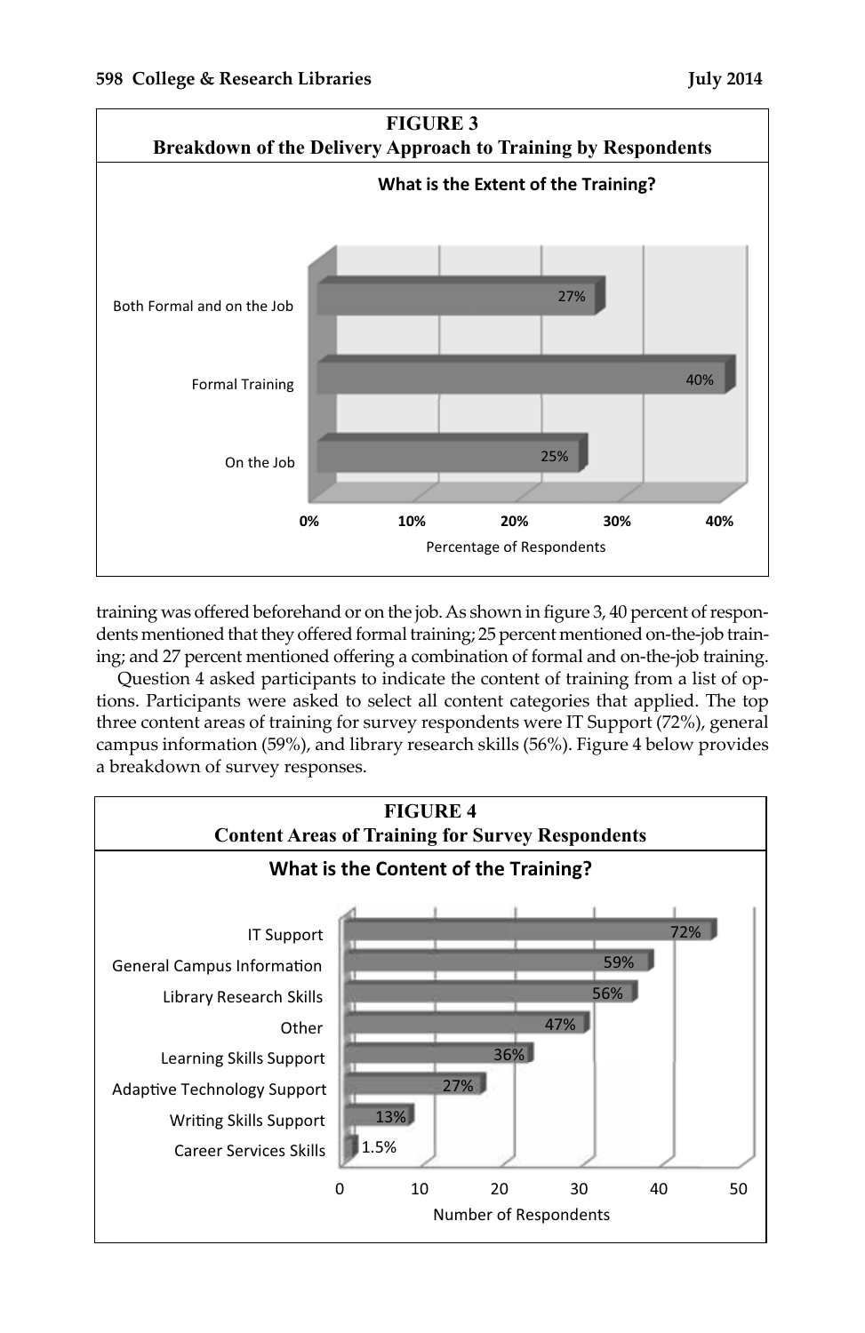**FIGURE 3**
**Breakdown of the Delivery Approach to Training by Respondents**

**What is the Extent of the Training?**

| Delivery Approach | Percentage of Respondents |
|---|---|
| Both Formal and on the Job | 27% |
| Formal Training | 40% |
| On the Job | 25% |

training was offered beforehand or on the job. As shown in figure 3, 40 percent of respondents mentioned that they offered formal training; 25 percent mentioned on-the-job training; and 27 percent mentioned offering a combination of formal and on-the-job training.

Question 4 asked participants to indicate the content of training from a list of options. Participants were asked to select all content categories that applied. The top three content areas of training for survey respondents were IT Support (72%), general campus information (59%), and library research skills (56%). Figure 4 below provides a breakdown of survey responses.

**FIGURE 4**
**Content Areas of Training for Survey Respondents**

**What is the Content of the Training?**

| Content Area | Respondents |
|---|---|
| IT Support | 72% |
| General Campus Information | 59% |
| Library Research Skills | 56% |
| Other | 47% |
| Learning Skills Support | 36% |
| Adaptive Technology Support | 27% |
| Writing Skills Support | 13% |
| Career Services Skills | 1.5% |

Number of Respondents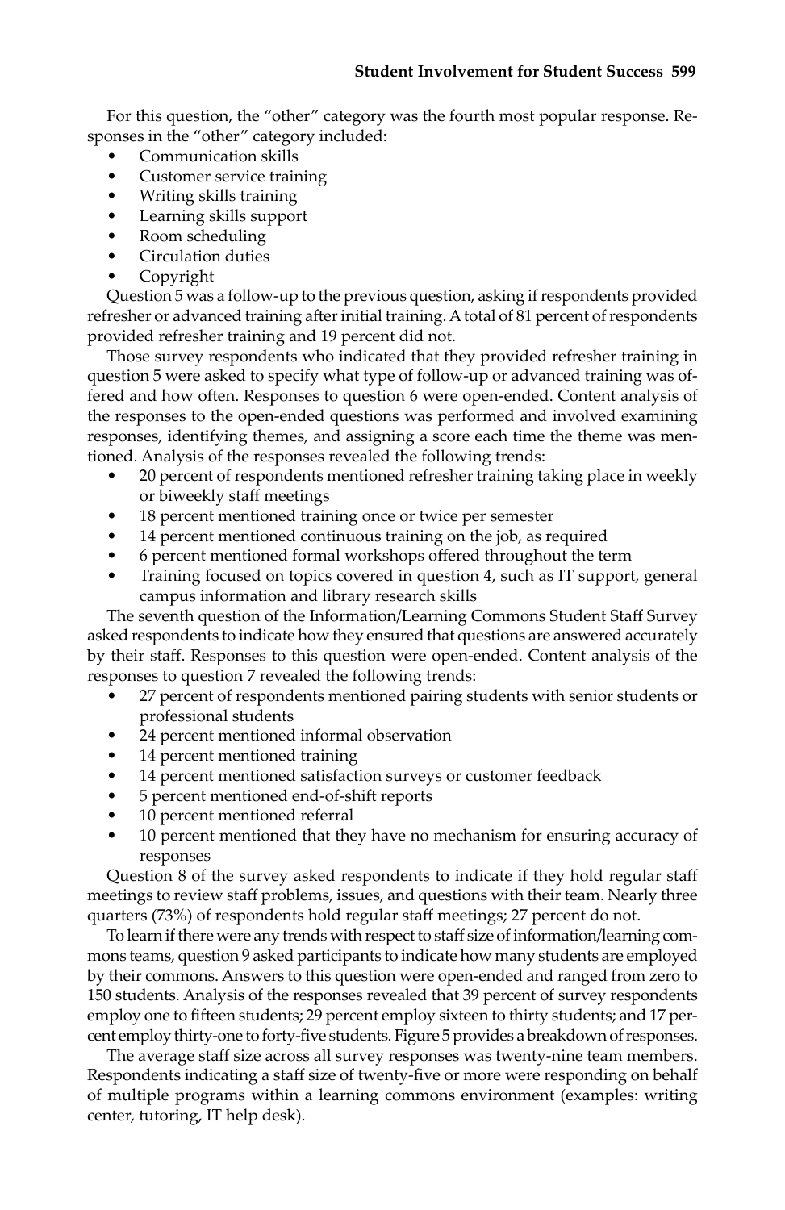For this question, the "other" category was the fourth most popular response. Responses in the "other" category included:

- Communication skills
- Customer service training
- Writing skills training
- Learning skills support
- Room scheduling
- Circulation duties
- Copyright

Question 5 was a follow-up to the previous question, asking if respondents provided refresher or advanced training after initial training. A total of 81 percent of respondents provided refresher training and 19 percent did not.

Those survey respondents who indicated that they provided refresher training in question 5 were asked to specify what type of follow-up or advanced training was offered and how often. Responses to question 6 were open-ended. Content analysis of the responses to the open-ended questions was performed and involved examining responses, identifying themes, and assigning a score each time the theme was mentioned. Analysis of the responses revealed the following trends:

- 20 percent of respondents mentioned refresher training taking place in weekly or biweekly staff meetings
- 18 percent mentioned training once or twice per semester
- 14 percent mentioned continuous training on the job, as required
- 6 percent mentioned formal workshops offered throughout the term
- Training focused on topics covered in question 4, such as IT support, general campus information and library research skills

The seventh question of the Information/Learning Commons Student Staff Survey asked respondents to indicate how they ensured that questions are answered accurately by their staff. Responses to this question were open-ended. Content analysis of the responses to question 7 revealed the following trends:

- 27 percent of respondents mentioned pairing students with senior students or professional students
- 24 percent mentioned informal observation
- 14 percent mentioned training
- 14 percent mentioned satisfaction surveys or customer feedback
- 5 percent mentioned end-of-shift reports
- 10 percent mentioned referral
- 10 percent mentioned that they have no mechanism for ensuring accuracy of responses

Question 8 of the survey asked respondents to indicate if they hold regular staff meetings to review staff problems, issues, and questions with their team. Nearly three quarters (73%) of respondents hold regular staff meetings; 27 percent do not.

To learn if there were any trends with respect to staff size of information/learning commons teams, question 9 asked participants to indicate how many students are employed by their commons. Answers to this question were open-ended and ranged from zero to 150 students. Analysis of the responses revealed that 39 percent of survey respondents employ one to fifteen students; 29 percent employ sixteen to thirty students; and 17 percent employ thirty-one to forty-five students. Figure 5 provides a breakdown of responses.

The average staff size across all survey responses was twenty-nine team members. Respondents indicating a staff size of twenty-five or more were responding on behalf of multiple programs within a learning commons environment (examples: writing center, tutoring, IT help desk).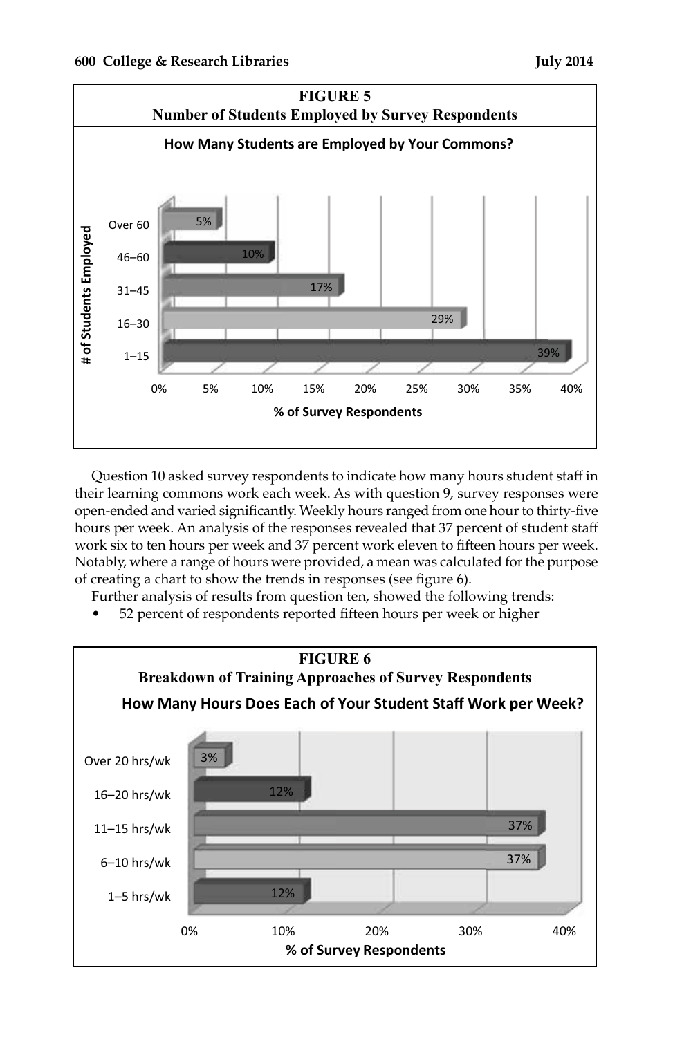**FIGURE 5**
**Number of Students Employed by Survey Respondents**

**How Many Students are Employed by Your Commons?**

| # of Students Employed | % of Survey Respondents |
|---|---|
| Over 60 | 5% |
| 46–60 | 10% |
| 31–45 | 17% |
| 16–30 | 29% |
| 1–15 | 39% |

Question 10 asked survey respondents to indicate how many hours student staff in their learning commons work each week. As with question 9, survey responses were open-ended and varied significantly. Weekly hours ranged from one hour to thirty-five hours per week. An analysis of the responses revealed that 37 percent of student staff work six to ten hours per week and 37 percent work eleven to fifteen hours per week. Notably, where a range of hours were provided, a mean was calculated for the purpose of creating a chart to show the trends in responses (see figure 6).

Further analysis of results from question ten, showed the following trends:

- 52 percent of respondents reported fifteen hours per week or higher

**FIGURE 6**
**Breakdown of Training Approaches of Survey Respondents**

**How Many Hours Does Each of Your Student Staff Work per Week?**

| Hours per Week | % of Survey Respondents |
|---|---|
| Over 20 hrs/wk | 3% |
| 16–20 hrs/wk | 12% |
| 11–15 hrs/wk | 37% |
| 6–10 hrs/wk | 37% |
| 1–5 hrs/wk | 12% |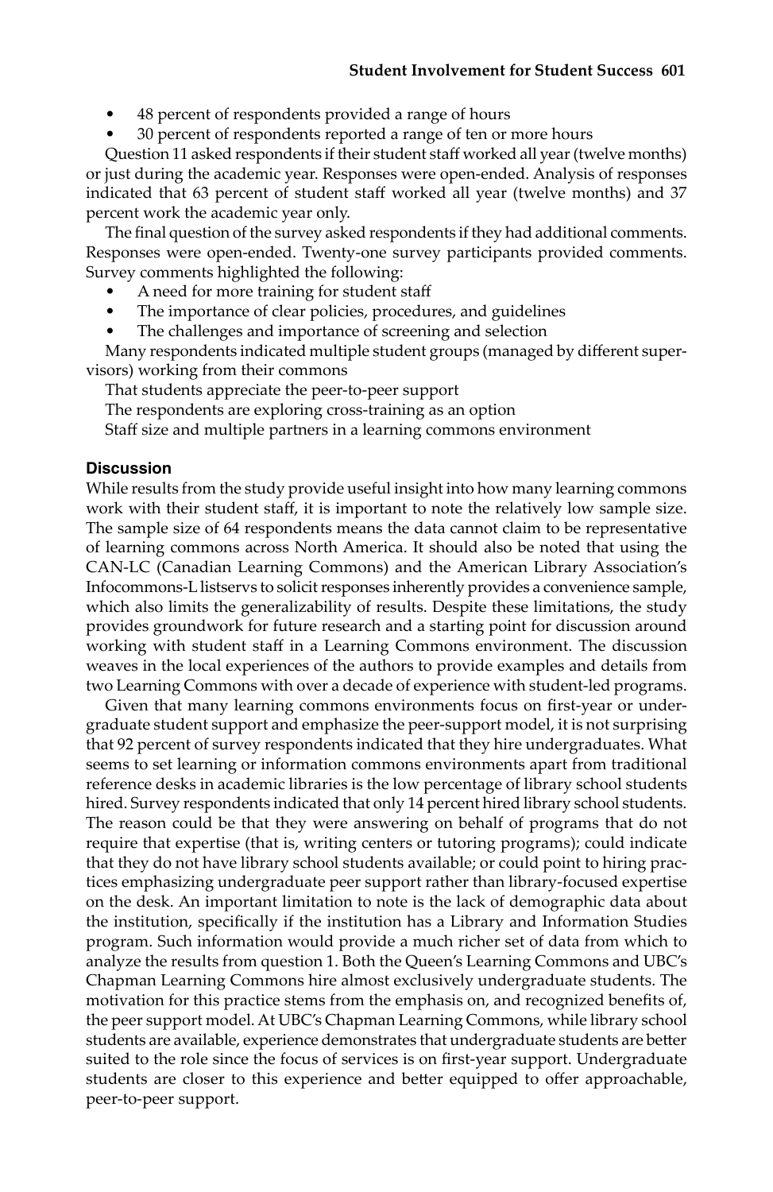- 48 percent of respondents provided a range of hours
- 30 percent of respondents reported a range of ten or more hours

Question 11 asked respondents if their student staff worked all year (twelve months) or just during the academic year. Responses were open-ended. Analysis of responses indicated that 63 percent of student staff worked all year (twelve months) and 37 percent work the academic year only.

The final question of the survey asked respondents if they had additional comments. Responses were open-ended. Twenty-one survey participants provided comments. Survey comments highlighted the following:

- A need for more training for student staff
- The importance of clear policies, procedures, and guidelines
- The challenges and importance of screening and selection

Many respondents indicated multiple student groups (managed by different supervisors) working from their commons

That students appreciate the peer-to-peer support

The respondents are exploring cross-training as an option

Staff size and multiple partners in a learning commons environment

### Discussion

While results from the study provide useful insight into how many learning commons work with their student staff, it is important to note the relatively low sample size. The sample size of 64 respondents means the data cannot claim to be representative of learning commons across North America. It should also be noted that using the CAN-LC (Canadian Learning Commons) and the American Library Association's Infocommons-L listservs to solicit responses inherently provides a convenience sample, which also limits the generalizability of results. Despite these limitations, the study provides groundwork for future research and a starting point for discussion around working with student staff in a Learning Commons environment. The discussion weaves in the local experiences of the authors to provide examples and details from two Learning Commons with over a decade of experience with student-led programs.

Given that many learning commons environments focus on first-year or undergraduate student support and emphasize the peer-support model, it is not surprising that 92 percent of survey respondents indicated that they hire undergraduates. What seems to set learning or information commons environments apart from traditional reference desks in academic libraries is the low percentage of library school students hired. Survey respondents indicated that only 14 percent hired library school students. The reason could be that they were answering on behalf of programs that do not require that expertise (that is, writing centers or tutoring programs); could indicate that they do not have library school students available; or could point to hiring practices emphasizing undergraduate peer support rather than library-focused expertise on the desk. An important limitation to note is the lack of demographic data about the institution, specifically if the institution has a Library and Information Studies program. Such information would provide a much richer set of data from which to analyze the results from question 1. Both the Queen's Learning Commons and UBC's Chapman Learning Commons hire almost exclusively undergraduate students. The motivation for this practice stems from the emphasis on, and recognized benefits of, the peer support model. At UBC's Chapman Learning Commons, while library school students are available, experience demonstrates that undergraduate students are better suited to the role since the focus of services is on first-year support. Undergraduate students are closer to this experience and better equipped to offer approachable, peer-to-peer support.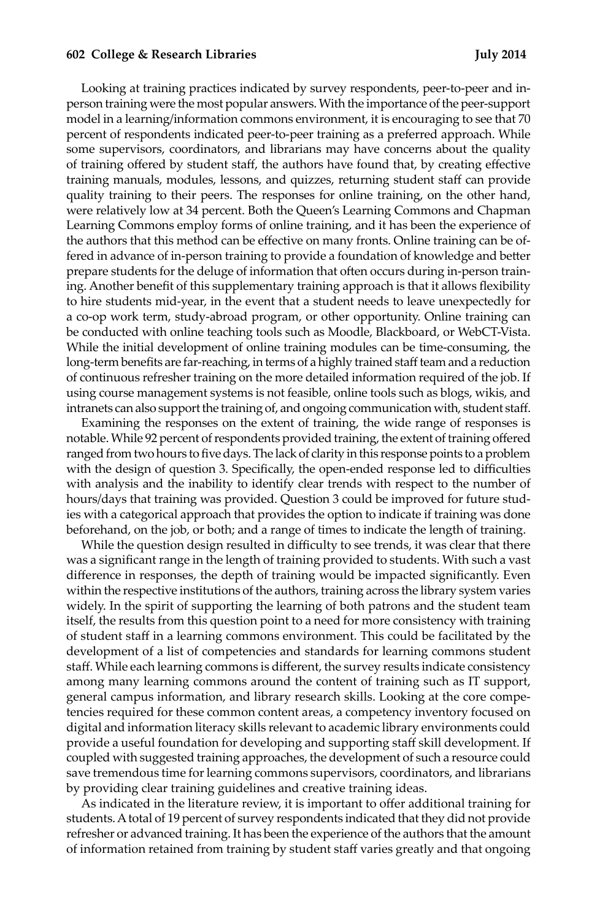Looking at training practices indicated by survey respondents, peer-to-peer and in-person training were the most popular answers. With the importance of the peer-support model in a learning/information commons environment, it is encouraging to see that 70 percent of respondents indicated peer-to-peer training as a preferred approach. While some supervisors, coordinators, and librarians may have concerns about the quality of training offered by student staff, the authors have found that, by creating effective training manuals, modules, lessons, and quizzes, returning student staff can provide quality training to their peers. The responses for online training, on the other hand, were relatively low at 34 percent. Both the Queen's Learning Commons and Chapman Learning Commons employ forms of online training, and it has been the experience of the authors that this method can be effective on many fronts. Online training can be offered in advance of in-person training to provide a foundation of knowledge and better prepare students for the deluge of information that often occurs during in-person training. Another benefit of this supplementary training approach is that it allows flexibility to hire students mid-year, in the event that a student needs to leave unexpectedly for a co-op work term, study-abroad program, or other opportunity. Online training can be conducted with online teaching tools such as Moodle, Blackboard, or WebCT-Vista. While the initial development of online training modules can be time-consuming, the long-term benefits are far-reaching, in terms of a highly trained staff team and a reduction of continuous refresher training on the more detailed information required of the job. If using course management systems is not feasible, online tools such as blogs, wikis, and intranets can also support the training of, and ongoing communication with, student staff.

Examining the responses on the extent of training, the wide range of responses is notable. While 92 percent of respondents provided training, the extent of training offered ranged from two hours to five days. The lack of clarity in this response points to a problem with the design of question 3. Specifically, the open-ended response led to difficulties with analysis and the inability to identify clear trends with respect to the number of hours/days that training was provided. Question 3 could be improved for future studies with a categorical approach that provides the option to indicate if training was done beforehand, on the job, or both; and a range of times to indicate the length of training.

While the question design resulted in difficulty to see trends, it was clear that there was a significant range in the length of training provided to students. With such a vast difference in responses, the depth of training would be impacted significantly. Even within the respective institutions of the authors, training across the library system varies widely. In the spirit of supporting the learning of both patrons and the student team itself, the results from this question point to a need for more consistency with training of student staff in a learning commons environment. This could be facilitated by the development of a list of competencies and standards for learning commons student staff. While each learning commons is different, the survey results indicate consistency among many learning commons around the content of training such as IT support, general campus information, and library research skills. Looking at the core competencies required for these common content areas, a competency inventory focused on digital and information literacy skills relevant to academic library environments could provide a useful foundation for developing and supporting staff skill development. If coupled with suggested training approaches, the development of such a resource could save tremendous time for learning commons supervisors, coordinators, and librarians by providing clear training guidelines and creative training ideas.

As indicated in the literature review, it is important to offer additional training for students. A total of 19 percent of survey respondents indicated that they did not provide refresher or advanced training. It has been the experience of the authors that the amount of information retained from training by student staff varies greatly and that ongoing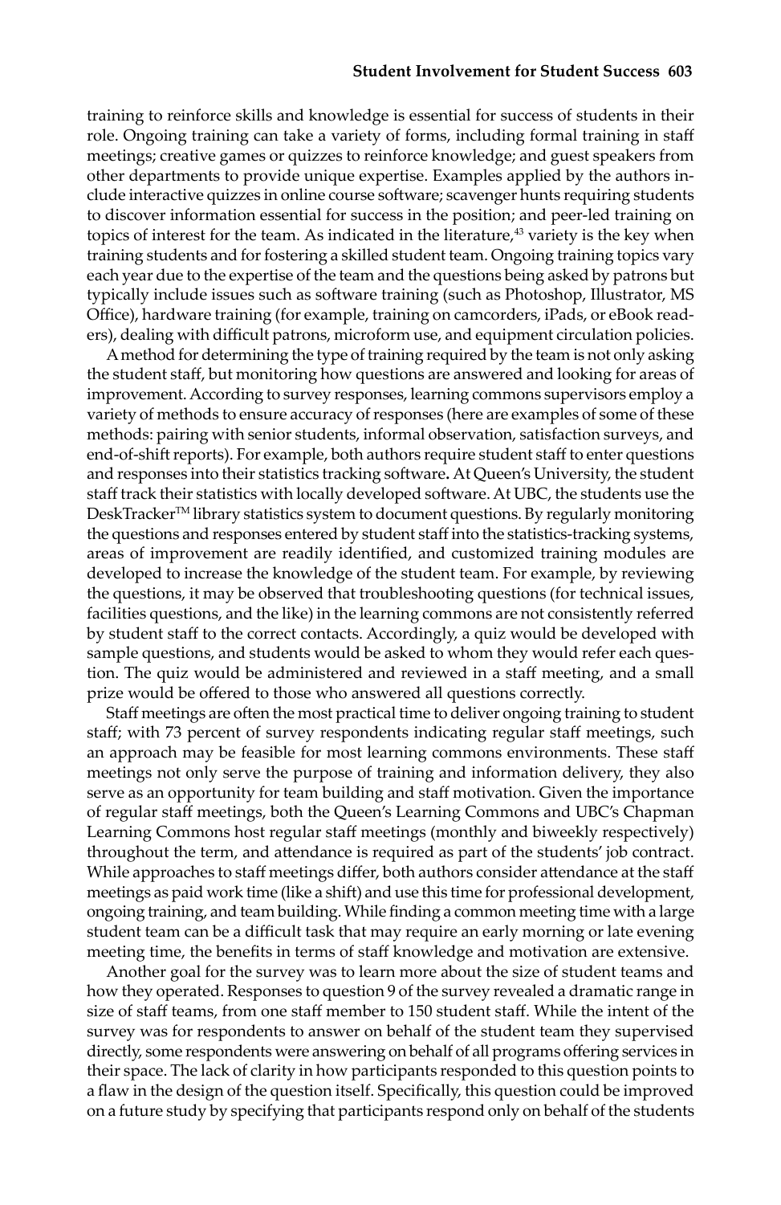training to reinforce skills and knowledge is essential for success of students in their role. Ongoing training can take a variety of forms, including formal training in staff meetings; creative games or quizzes to reinforce knowledge; and guest speakers from other departments to provide unique expertise. Examples applied by the authors include interactive quizzes in online course software; scavenger hunts requiring students to discover information essential for success in the position; and peer-led training on topics of interest for the team. As indicated in the literature,[43] variety is the key when training students and for fostering a skilled student team. Ongoing training topics vary each year due to the expertise of the team and the questions being asked by patrons but typically include issues such as software training (such as Photoshop, Illustrator, MS Office), hardware training (for example, training on camcorders, iPads, or eBook readers), dealing with difficult patrons, microform use, and equipment circulation policies.

A method for determining the type of training required by the team is not only asking the student staff, but monitoring how questions are answered and looking for areas of improvement. According to survey responses, learning commons supervisors employ a variety of methods to ensure accuracy of responses (here are examples of some of these methods: pairing with senior students, informal observation, satisfaction surveys, and end-of-shift reports). For example, both authors require student staff to enter questions and responses into their statistics tracking software**.** At Queen's University, the student staff track their statistics with locally developed software. At UBC, the students use the DeskTracker™ library statistics system to document questions. By regularly monitoring the questions and responses entered by student staff into the statistics-tracking systems, areas of improvement are readily identified, and customized training modules are developed to increase the knowledge of the student team. For example, by reviewing the questions, it may be observed that troubleshooting questions (for technical issues, facilities questions, and the like) in the learning commons are not consistently referred by student staff to the correct contacts. Accordingly, a quiz would be developed with sample questions, and students would be asked to whom they would refer each question. The quiz would be administered and reviewed in a staff meeting, and a small prize would be offered to those who answered all questions correctly.

Staff meetings are often the most practical time to deliver ongoing training to student staff; with 73 percent of survey respondents indicating regular staff meetings, such an approach may be feasible for most learning commons environments. These staff meetings not only serve the purpose of training and information delivery, they also serve as an opportunity for team building and staff motivation. Given the importance of regular staff meetings, both the Queen's Learning Commons and UBC's Chapman Learning Commons host regular staff meetings (monthly and biweekly respectively) throughout the term, and attendance is required as part of the students' job contract. While approaches to staff meetings differ, both authors consider attendance at the staff meetings as paid work time (like a shift) and use this time for professional development, ongoing training, and team building. While finding a common meeting time with a large student team can be a difficult task that may require an early morning or late evening meeting time, the benefits in terms of staff knowledge and motivation are extensive.

Another goal for the survey was to learn more about the size of student teams and how they operated. Responses to question 9 of the survey revealed a dramatic range in size of staff teams, from one staff member to 150 student staff. While the intent of the survey was for respondents to answer on behalf of the student team they supervised directly, some respondents were answering on behalf of all programs offering services in their space. The lack of clarity in how participants responded to this question points to a flaw in the design of the question itself. Specifically, this question could be improved on a future study by specifying that participants respond only on behalf of the students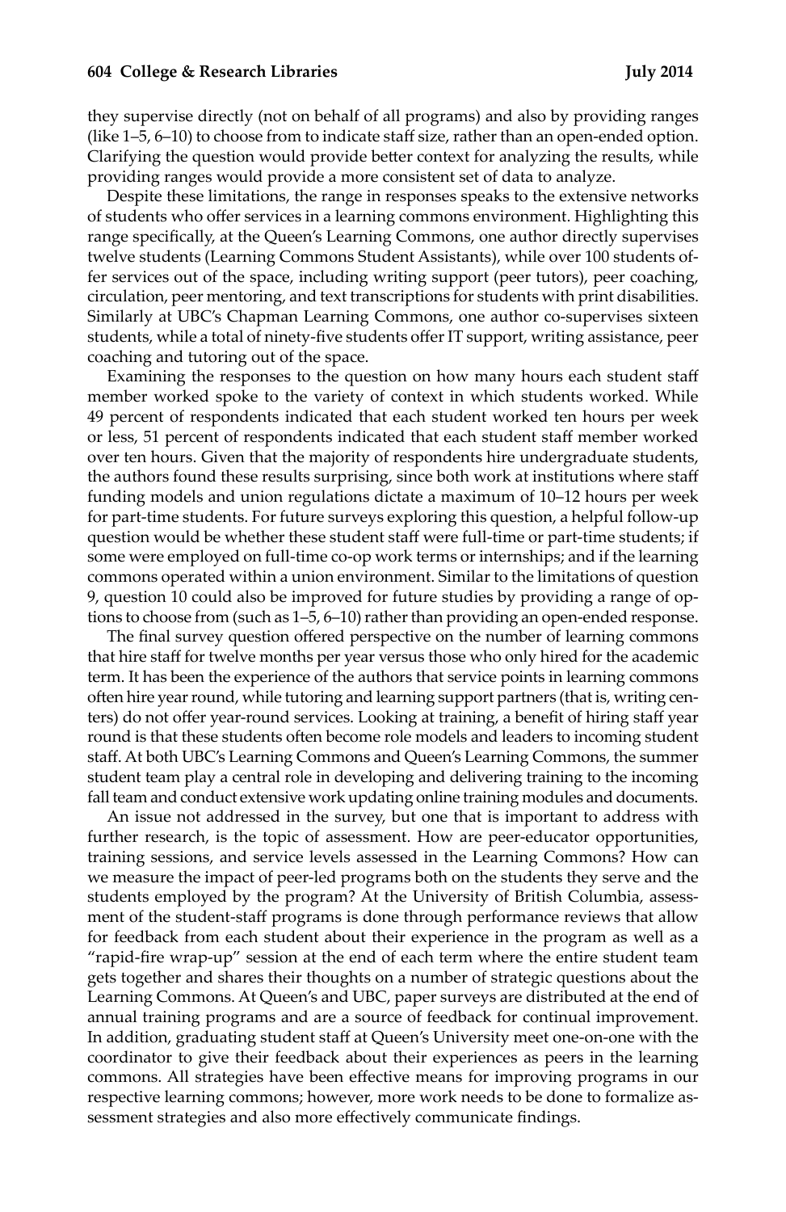they supervise directly (not on behalf of all programs) and also by providing ranges (like 1–5, 6–10) to choose from to indicate staff size, rather than an open-ended option. Clarifying the question would provide better context for analyzing the results, while providing ranges would provide a more consistent set of data to analyze.

Despite these limitations, the range in responses speaks to the extensive networks of students who offer services in a learning commons environment. Highlighting this range specifically, at the Queen's Learning Commons, one author directly supervises twelve students (Learning Commons Student Assistants), while over 100 students offer services out of the space, including writing support (peer tutors), peer coaching, circulation, peer mentoring, and text transcriptions for students with print disabilities. Similarly at UBC's Chapman Learning Commons, one author co-supervises sixteen students, while a total of ninety-five students offer IT support, writing assistance, peer coaching and tutoring out of the space.

Examining the responses to the question on how many hours each student staff member worked spoke to the variety of context in which students worked. While 49 percent of respondents indicated that each student worked ten hours per week or less, 51 percent of respondents indicated that each student staff member worked over ten hours. Given that the majority of respondents hire undergraduate students, the authors found these results surprising, since both work at institutions where staff funding models and union regulations dictate a maximum of 10–12 hours per week for part-time students. For future surveys exploring this question, a helpful follow-up question would be whether these student staff were full-time or part-time students; if some were employed on full-time co-op work terms or internships; and if the learning commons operated within a union environment. Similar to the limitations of question 9, question 10 could also be improved for future studies by providing a range of options to choose from (such as 1–5, 6–10) rather than providing an open-ended response.

The final survey question offered perspective on the number of learning commons that hire staff for twelve months per year versus those who only hired for the academic term. It has been the experience of the authors that service points in learning commons often hire year round, while tutoring and learning support partners (that is, writing centers) do not offer year-round services. Looking at training, a benefit of hiring staff year round is that these students often become role models and leaders to incoming student staff. At both UBC's Learning Commons and Queen's Learning Commons, the summer student team play a central role in developing and delivering training to the incoming fall team and conduct extensive work updating online training modules and documents.

An issue not addressed in the survey, but one that is important to address with further research, is the topic of assessment. How are peer-educator opportunities, training sessions, and service levels assessed in the Learning Commons? How can we measure the impact of peer-led programs both on the students they serve and the students employed by the program? At the University of British Columbia, assessment of the student-staff programs is done through performance reviews that allow for feedback from each student about their experience in the program as well as a "rapid-fire wrap-up" session at the end of each term where the entire student team gets together and shares their thoughts on a number of strategic questions about the Learning Commons. At Queen's and UBC, paper surveys are distributed at the end of annual training programs and are a source of feedback for continual improvement. In addition, graduating student staff at Queen's University meet one-on-one with the coordinator to give their feedback about their experiences as peers in the learning commons. All strategies have been effective means for improving programs in our respective learning commons; however, more work needs to be done to formalize assessment strategies and also more effectively communicate findings.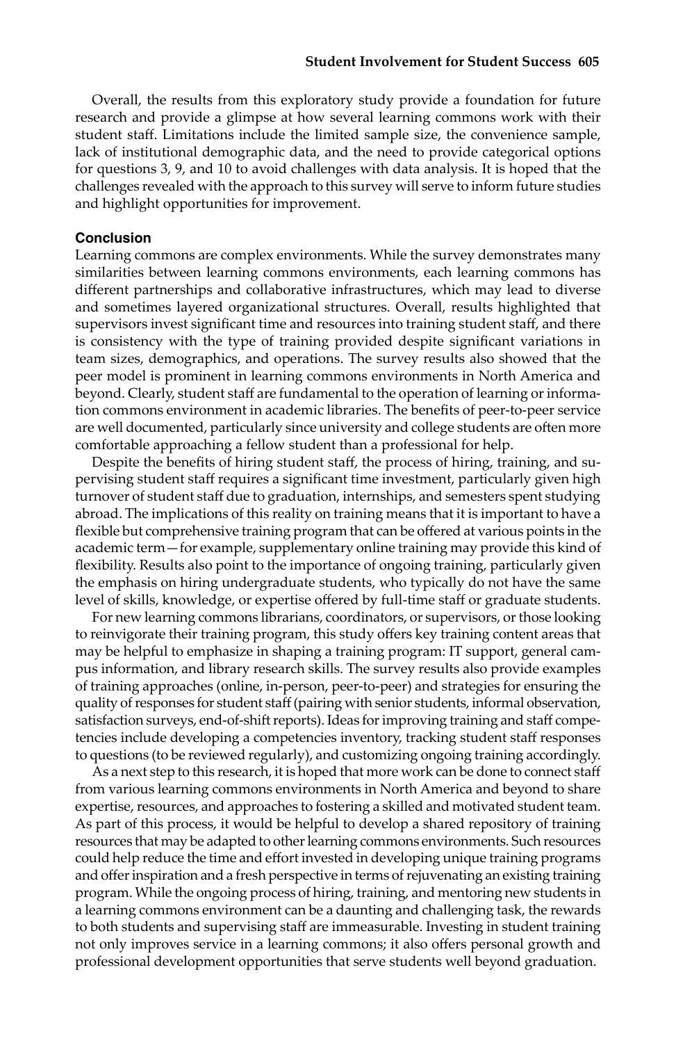Overall, the results from this exploratory study provide a foundation for future research and provide a glimpse at how several learning commons work with their student staff. Limitations include the limited sample size, the convenience sample, lack of institutional demographic data, and the need to provide categorical options for questions 3, 9, and 10 to avoid challenges with data analysis. It is hoped that the challenges revealed with the approach to this survey will serve to inform future studies and highlight opportunities for improvement.

## Conclusion

Learning commons are complex environments. While the survey demonstrates many similarities between learning commons environments, each learning commons has different partnerships and collaborative infrastructures, which may lead to diverse and sometimes layered organizational structures. Overall, results highlighted that supervisors invest significant time and resources into training student staff, and there is consistency with the type of training provided despite significant variations in team sizes, demographics, and operations. The survey results also showed that the peer model is prominent in learning commons environments in North America and beyond. Clearly, student staff are fundamental to the operation of learning or information commons environment in academic libraries. The benefits of peer-to-peer service are well documented, particularly since university and college students are often more comfortable approaching a fellow student than a professional for help.

Despite the benefits of hiring student staff, the process of hiring, training, and supervising student staff requires a significant time investment, particularly given high turnover of student staff due to graduation, internships, and semesters spent studying abroad. The implications of this reality on training means that it is important to have a flexible but comprehensive training program that can be offered at various points in the academic term—for example, supplementary online training may provide this kind of flexibility. Results also point to the importance of ongoing training, particularly given the emphasis on hiring undergraduate students, who typically do not have the same level of skills, knowledge, or expertise offered by full-time staff or graduate students.

For new learning commons librarians, coordinators, or supervisors, or those looking to reinvigorate their training program, this study offers key training content areas that may be helpful to emphasize in shaping a training program: IT support, general campus information, and library research skills. The survey results also provide examples of training approaches (online, in-person, peer-to-peer) and strategies for ensuring the quality of responses for student staff (pairing with senior students, informal observation, satisfaction surveys, end-of-shift reports). Ideas for improving training and staff competencies include developing a competencies inventory, tracking student staff responses to questions (to be reviewed regularly), and customizing ongoing training accordingly.

As a next step to this research, it is hoped that more work can be done to connect staff from various learning commons environments in North America and beyond to share expertise, resources, and approaches to fostering a skilled and motivated student team. As part of this process, it would be helpful to develop a shared repository of training resources that may be adapted to other learning commons environments. Such resources could help reduce the time and effort invested in developing unique training programs and offer inspiration and a fresh perspective in terms of rejuvenating an existing training program. While the ongoing process of hiring, training, and mentoring new students in a learning commons environment can be a daunting and challenging task, the rewards to both students and supervising staff are immeasurable. Investing in student training not only improves service in a learning commons; it also offers personal growth and professional development opportunities that serve students well beyond graduation.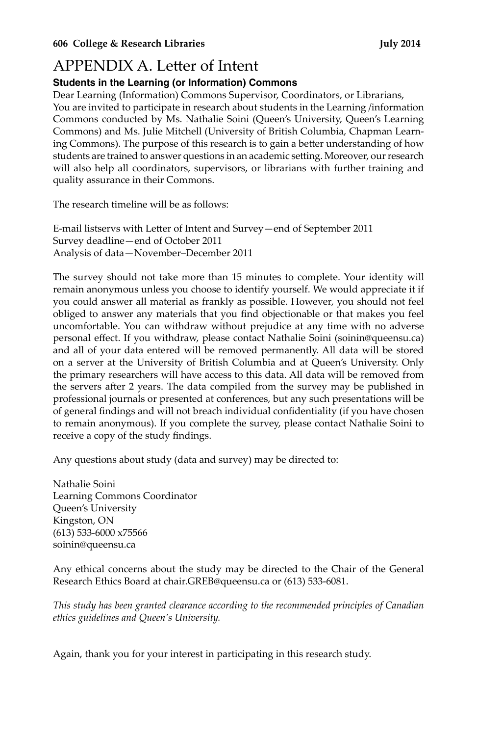# APPENDIX A. Letter of Intent

### Students in the Learning (or Information) Commons

Dear Learning (Information) Commons Supervisor, Coordinators, or Librarians,
You are invited to participate in research about students in the Learning /information Commons conducted by Ms. Nathalie Soini (Queen's University, Queen's Learning Commons) and Ms. Julie Mitchell (University of British Columbia, Chapman Learning Commons). The purpose of this research is to gain a better understanding of how students are trained to answer questions in an academic setting. Moreover, our research will also help all coordinators, supervisors, or librarians with further training and quality assurance in their Commons.

The research timeline will be as follows:

E-mail listservs with Letter of Intent and Survey—end of September 2011
Survey deadline—end of October 2011
Analysis of data—November–December 2011

The survey should not take more than 15 minutes to complete. Your identity will remain anonymous unless you choose to identify yourself. We would appreciate it if you could answer all material as frankly as possible. However, you should not feel obliged to answer any materials that you find objectionable or that makes you feel uncomfortable. You can withdraw without prejudice at any time with no adverse personal effect. If you withdraw, please contact Nathalie Soini (soinin@queensu.ca) and all of your data entered will be removed permanently. All data will be stored on a server at the University of British Columbia and at Queen's University. Only the primary researchers will have access to this data. All data will be removed from the servers after 2 years. The data compiled from the survey may be published in professional journals or presented at conferences, but any such presentations will be of general findings and will not breach individual confidentiality (if you have chosen to remain anonymous). If you complete the survey, please contact Nathalie Soini to receive a copy of the study findings.

Any questions about study (data and survey) may be directed to:

Nathalie Soini
Learning Commons Coordinator
Queen's University
Kingston, ON
(613) 533-6000 x75566
soinin@queensu.ca

Any ethical concerns about the study may be directed to the Chair of the General Research Ethics Board at chair.GREB@queensu.ca or (613) 533-6081.

*This study has been granted clearance according to the recommended principles of Canadian ethics guidelines and Queen's University.*

Again, thank you for your interest in participating in this research study.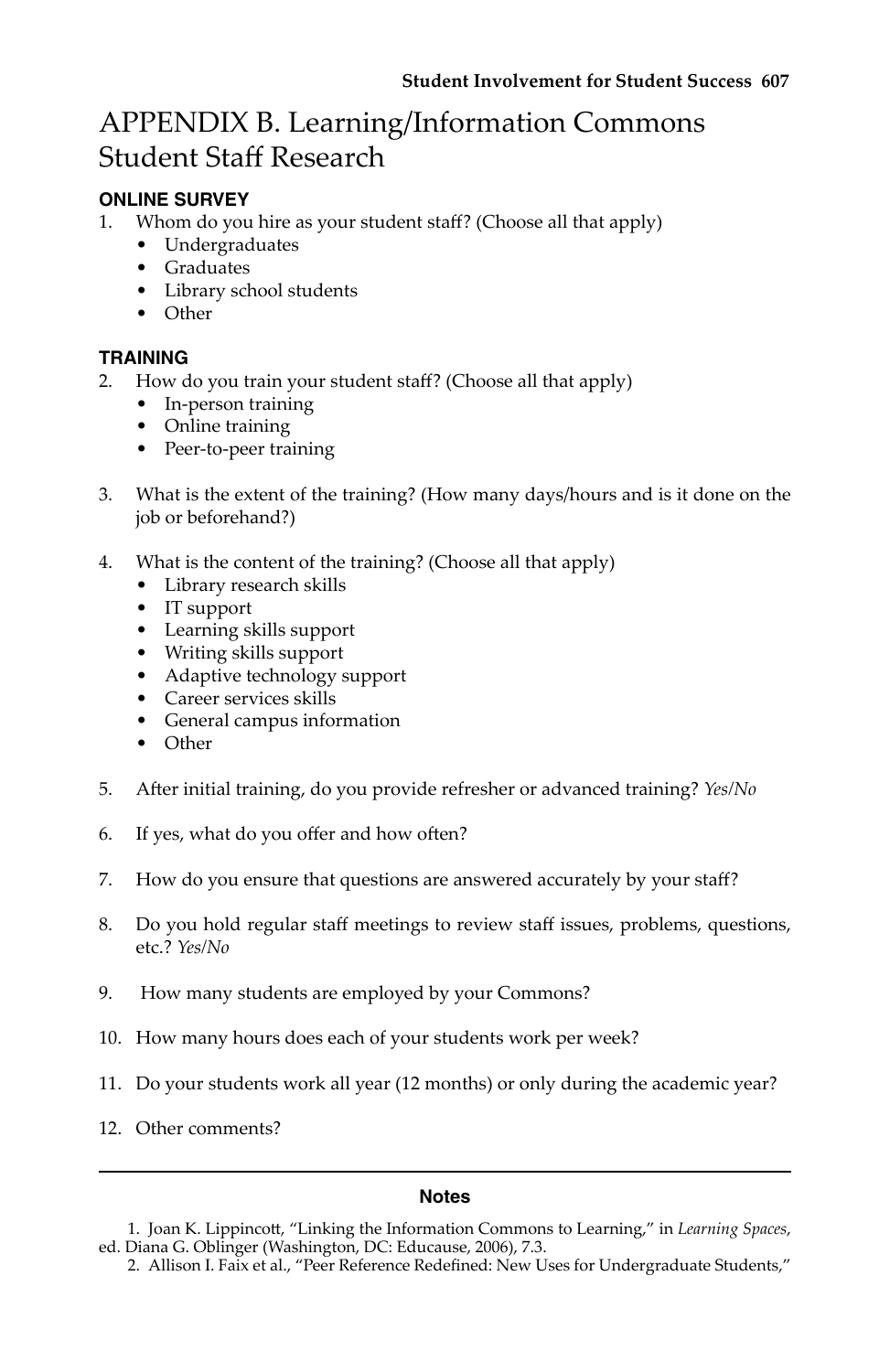# APPENDIX B. Learning/Information Commons Student Staff Research

### ONLINE SURVEY

1. Whom do you hire as your student staff? (Choose all that apply)
   - Undergraduates
   - Graduates
   - Library school students
   - Other

### TRAINING

2. How do you train your student staff? (Choose all that apply)
   - In-person training
   - Online training
   - Peer-to-peer training

3. What is the extent of the training? (How many days/hours and is it done on the job or beforehand?)

4. What is the content of the training? (Choose all that apply)
   - Library research skills
   - IT support
   - Learning skills support
   - Writing skills support
   - Adaptive technology support
   - Career services skills
   - General campus information
   - Other

5. After initial training, do you provide refresher or advanced training? *Yes/No*

6. If yes, what do you offer and how often?

7. How do you ensure that questions are answered accurately by your staff?

8. Do you hold regular staff meetings to review staff issues, problems, questions, etc.? *Yes/No*

9. How many students are employed by your Commons?

10. How many hours does each of your students work per week?

11. Do your students work all year (12 months) or only during the academic year?

12. Other comments?

---

### Notes

1. Joan K. Lippincott, "Linking the Information Commons to Learning," in *Learning Spaces*, ed. Diana G. Oblinger (Washington, DC: Educause, 2006), 7.3.

2. Allison I. Faix et al., "Peer Reference Redefined: New Uses for Undergraduate Students,"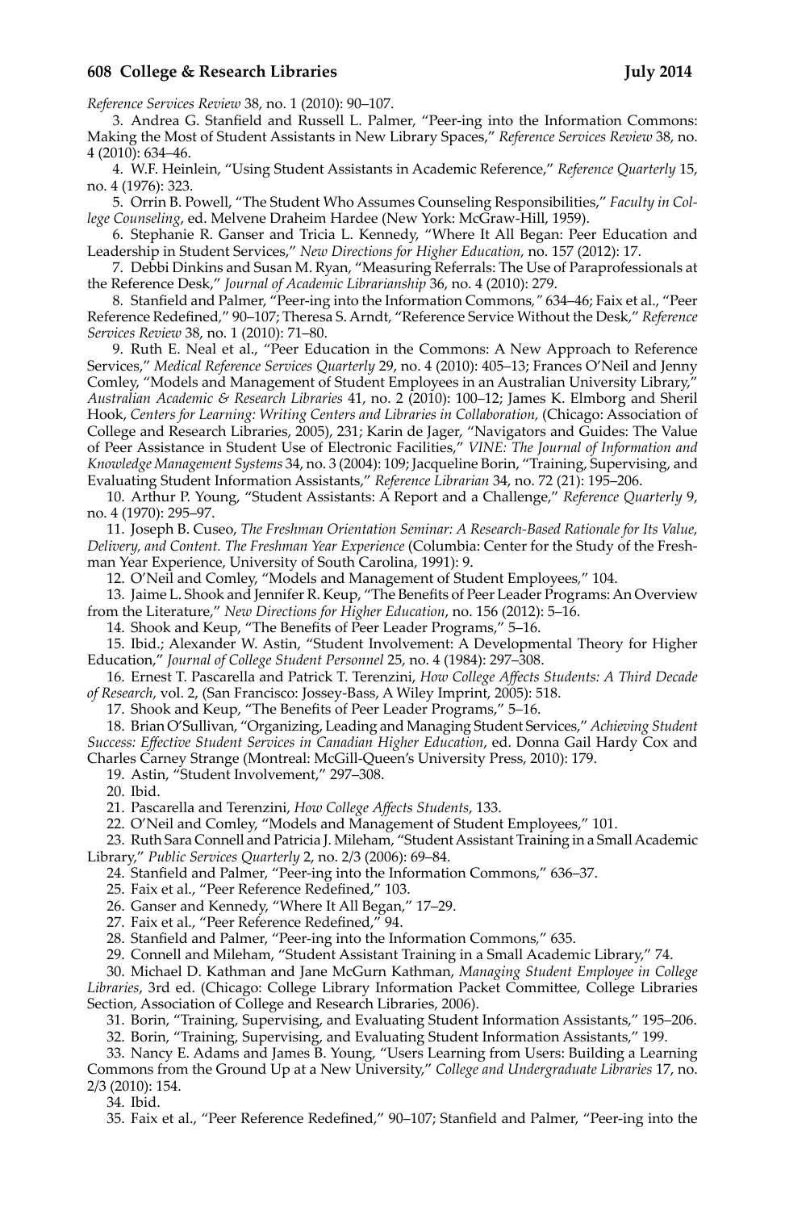*Reference Services Review* 38, no. 1 (2010): 90–107.

3. Andrea G. Stanfield and Russell L. Palmer, "Peer-ing into the Information Commons: Making the Most of Student Assistants in New Library Spaces," *Reference Services Review* 38, no. 4 (2010): 634–46.

4. W.F. Heinlein, "Using Student Assistants in Academic Reference," *Reference Quarterly* 15, no. 4 (1976): 323.

5. Orrin B. Powell, "The Student Who Assumes Counseling Responsibilities," *Faculty in College Counseling*, ed. Melvene Draheim Hardee (New York: McGraw-Hill, 1959).

6. Stephanie R. Ganser and Tricia L. Kennedy, "Where It All Began: Peer Education and Leadership in Student Services," *New Directions for Higher Education,* no. 157 (2012): 17.

7. Debbi Dinkins and Susan M. Ryan, "Measuring Referrals: The Use of Paraprofessionals at the Reference Desk," *Journal of Academic Librarianship* 36, no. 4 (2010): 279.

8. Stanfield and Palmer, "Peer-ing into the Information Commons,*"* 634–46; Faix et al., "Peer Reference Redefined,*"* 90–107; Theresa S. Arndt, "Reference Service Without the Desk," *Reference Services Review* 38, no. 1 (2010): 71–80.

9. Ruth E. Neal et al., "Peer Education in the Commons: A New Approach to Reference Services," *Medical Reference Services Quarterly* 29, no. 4 (2010): 405–13; Frances O'Neil and Jenny Comley, "Models and Management of Student Employees in an Australian University Library," *Australian Academic & Research Libraries* 41, no. 2 (2010): 100–12; James K. Elmborg and Sheril Hook, *Centers for Learning: Writing Centers and Libraries in Collaboration,* (Chicago: Association of College and Research Libraries, 2005), 231; Karin de Jager, "Navigators and Guides: The Value of Peer Assistance in Student Use of Electronic Facilities," *VINE: The Journal of Information and Knowledge Management Systems* 34, no. 3 (2004): 109; Jacqueline Borin, "Training, Supervising, and Evaluating Student Information Assistants," *Reference Librarian* 34, no. 72 (21): 195–206.

10. Arthur P. Young, "Student Assistants: A Report and a Challenge," *Reference Quarterly* 9, no. 4 (1970): 295–97.

11. Joseph B. Cuseo, *The Freshman Orientation Seminar: A Research-Based Rationale for Its Value, Delivery, and Content. The Freshman Year Experience* (Columbia: Center for the Study of the Freshman Year Experience, University of South Carolina, 1991): 9.

12. O'Neil and Comley, "Models and Management of Student Employees," 104.

13. Jaime L. Shook and Jennifer R. Keup, "The Benefits of Peer Leader Programs: An Overview from the Literature," *New Directions for Higher Education*, no. 156 (2012): 5–16.

14. Shook and Keup, "The Benefits of Peer Leader Programs," 5–16.

15. Ibid.; Alexander W. Astin, "Student Involvement: A Developmental Theory for Higher Education," *Journal of College Student Personnel* 25, no. 4 (1984): 297–308.

16. Ernest T. Pascarella and Patrick T. Terenzini, *How College Affects Students: A Third Decade of Research*, vol. 2, (San Francisco: Jossey-Bass, A Wiley Imprint, 2005): 518.

17. Shook and Keup, "The Benefits of Peer Leader Programs," 5–16.

18. Brian O'Sullivan, "Organizing, Leading and Managing Student Services," *Achieving Student Success: Effective Student Services in Canadian Higher Education*, ed. Donna Gail Hardy Cox and Charles Carney Strange (Montreal: McGill-Queen's University Press, 2010): 179.

19. Astin, "Student Involvement," 297–308.

20. Ibid.

21. Pascarella and Terenzini, *How College Affects Students*, 133.

22. O'Neil and Comley, "Models and Management of Student Employees," 101.

23. Ruth Sara Connell and Patricia J. Mileham, "Student Assistant Training in a Small Academic Library," *Public Services Quarterly* 2, no. 2/3 (2006): 69–84.

24. Stanfield and Palmer, "Peer-ing into the Information Commons," 636–37.

25. Faix et al., "Peer Reference Redefined," 103.

26. Ganser and Kennedy, "Where It All Began," 17–29.

27. Faix et al., "Peer Reference Redefined," 94.

28. Stanfield and Palmer, "Peer-ing into the Information Commons," 635.

29. Connell and Mileham, "Student Assistant Training in a Small Academic Library," 74.

30. Michael D. Kathman and Jane McGurn Kathman, *Managing Student Employee in College Libraries*, 3rd ed. (Chicago: College Library Information Packet Committee, College Libraries Section, Association of College and Research Libraries, 2006).

31. Borin, "Training, Supervising, and Evaluating Student Information Assistants," 195–206.

32. Borin, "Training, Supervising, and Evaluating Student Information Assistants," 199.

33. Nancy E. Adams and James B. Young, "Users Learning from Users: Building a Learning Commons from the Ground Up at a New University," *College and Undergraduate Libraries* 17, no. 2/3 (2010): 154.

34. Ibid.

35. Faix et al., "Peer Reference Redefined," 90–107; Stanfield and Palmer, "Peer-ing into the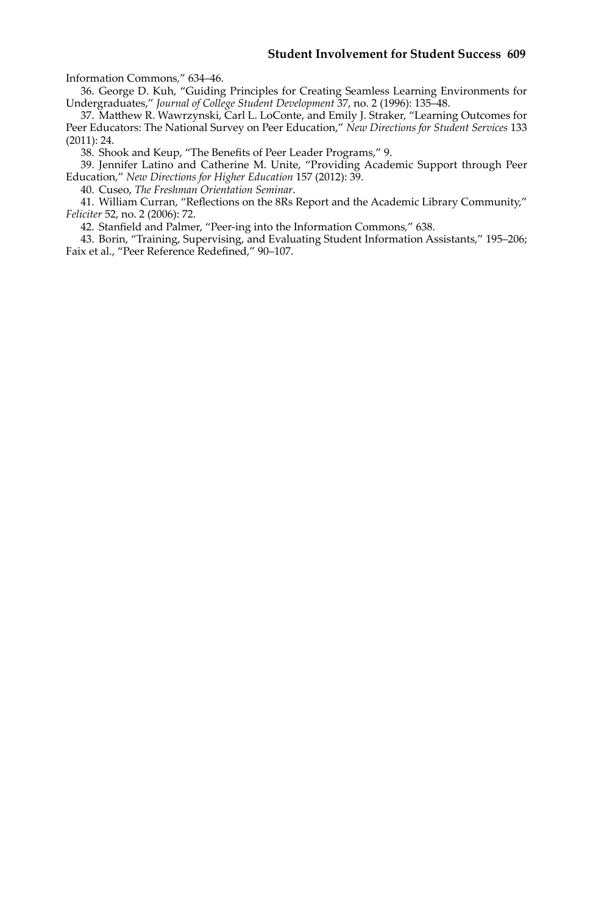Information Commons," 634–46.

36. George D. Kuh, "Guiding Principles for Creating Seamless Learning Environments for Undergraduates," *Journal of College Student Development* 37, no. 2 (1996): 135–48.

37. Matthew R. Wawrzynski, Carl L. LoConte, and Emily J. Straker, "Learning Outcomes for Peer Educators: The National Survey on Peer Education," *New Directions for Student Services* 133 (2011): 24.

38. Shook and Keup, "The Benefits of Peer Leader Programs," 9.

39. Jennifer Latino and Catherine M. Unite, "Providing Academic Support through Peer Education," *New Directions for Higher Education* 157 (2012): 39.

40. Cuseo, *The Freshman Orientation Seminar*.

41. William Curran, "Reflections on the 8Rs Report and the Academic Library Community," *Feliciter* 52, no. 2 (2006): 72.

42. Stanfield and Palmer, "Peer-ing into the Information Commons," 638.

43. Borin, "Training, Supervising, and Evaluating Student Information Assistants," 195–206; Faix et al., "Peer Reference Redefined," 90–107.